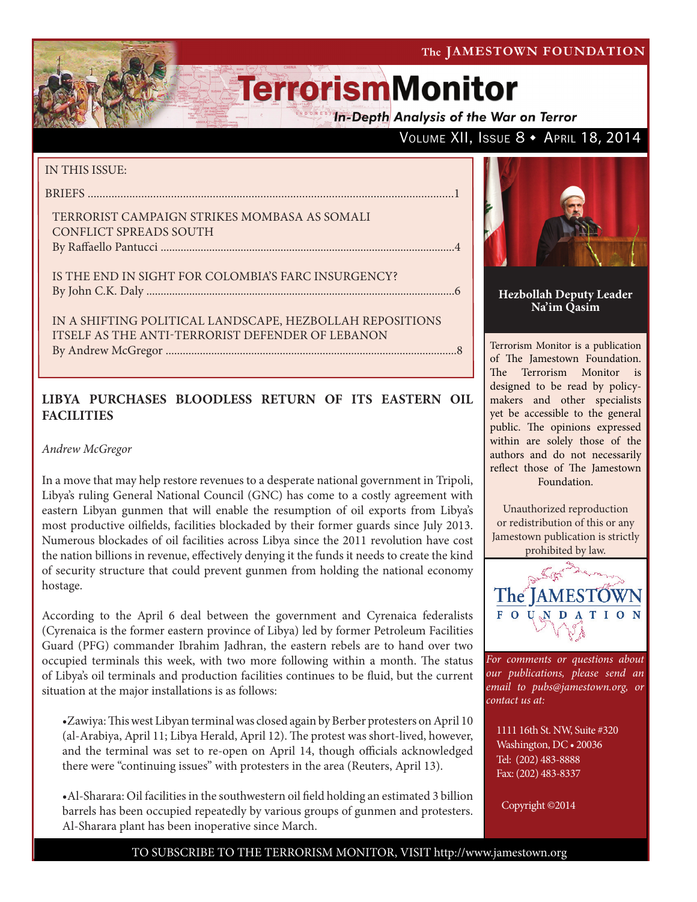The JAMESTOWN FOUNDATION

# TerrorismMonitor

*In-Depth Analysis of the War on Terror*

Volume XII, Issue 8 ♦ April 18, 2014

IN THIS ISSUE:

BRIEFS ..........................................................................................................................1

TERRORIST CAMPAIGN STRIKES MOMBASA AS SOMALI CONFLICT SPREADS SOUTH
By Raffaello Pantucci .......................................................................................................4

IS THE END IN SIGHT FOR COLOMBIA'S FARC INSURGENCY?
By John C.K. Daly ...........................................................................................................6

IN A SHIFTING POLITICAL LANDSCAPE, HEZBOLLAH REPOSITIONS ITSELF AS THE ANTI-TERRORIST DEFENDER OF LEBANON
By Andrew McGregor .....................................................................................................8

**Hezbollah Deputy Leader Na'im Qasim**

Terrorism Monitor is a publication of The Jamestown Foundation. The Terrorism Monitor is designed to be read by policy-makers and other specialists yet be accessible to the general public. The opinions expressed within are solely those of the authors and do not necessarily reflect those of The Jamestown Foundation.

Unauthorized reproduction or redistribution of this or any Jamestown publication is strictly prohibited by law.

*For comments or questions about our publications, please send an email to pubs@jamestown.org, or contact us at:*

1111 16th St. NW, Suite #320
Washington, DC • 20036
Tel: (202) 483-8888
Fax: (202) 483-8337

Copyright ©2014

## LIBYA PURCHASES BLOODLESS RETURN OF ITS EASTERN OIL FACILITIES

*Andrew McGregor*

In a move that may help restore revenues to a desperate national government in Tripoli, Libya's ruling General National Council (GNC) has come to a costly agreement with eastern Libyan gunmen that will enable the resumption of oil exports from Libya's most productive oilfields, facilities blockaded by their former guards since July 2013. Numerous blockades of oil facilities across Libya since the 2011 revolution have cost the nation billions in revenue, effectively denying it the funds it needs to create the kind of security structure that could prevent gunmen from holding the national economy hostage.

According to the April 6 deal between the government and Cyrenaica federalists (Cyrenaica is the former eastern province of Libya) led by former Petroleum Facilities Guard (PFG) commander Ibrahim Jadhran, the eastern rebels are to hand over two occupied terminals this week, with two more following within a month. The status of Libya's oil terminals and production facilities continues to be fluid, but the current situation at the major installations is as follows:

- Zawiya: This west Libyan terminal was closed again by Berber protesters on April 10 (al-Arabiya, April 11; Libya Herald, April 12). The protest was short-lived, however, and the terminal was set to re-open on April 14, though officials acknowledged there were "continuing issues" with protesters in the area (Reuters, April 13).

- Al-Sharara: Oil facilities in the southwestern oil field holding an estimated 3 billion barrels has been occupied repeatedly by various groups of gunmen and protesters. Al-Sharara plant has been inoperative since March.

TO SUBSCRIBE TO THE TERRORISM MONITOR, VISIT http://www.jamestown.org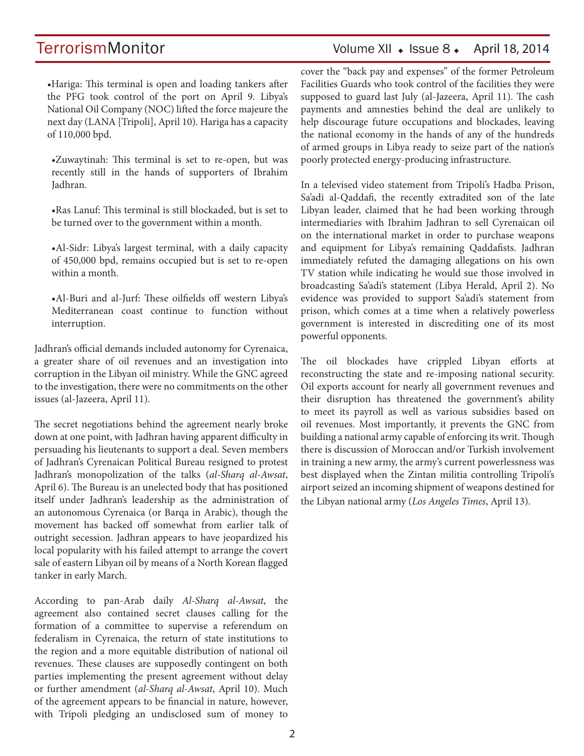- Hariga: This terminal is open and loading tankers after the PFG took control of the port on April 9. Libya's National Oil Company (NOC) lifted the force majeure the next day (LANA [Tripoli], April 10). Hariga has a capacity of 110,000 bpd.

- Zuwaytinah: This terminal is set to re-open, but was recently still in the hands of supporters of Ibrahim Jadhran.

- Ras Lanuf: This terminal is still blockaded, but is set to be turned over to the government within a month.

- Al-Sidr: Libya's largest terminal, with a daily capacity of 450,000 bpd, remains occupied but is set to re-open within a month.

- Al-Buri and al-Jurf: These oilfields off western Libya's Mediterranean coast continue to function without interruption.

Jadhran's official demands included autonomy for Cyrenaica, a greater share of oil revenues and an investigation into corruption in the Libyan oil ministry. While the GNC agreed to the investigation, there were no commitments on the other issues (al-Jazeera, April 11).

The secret negotiations behind the agreement nearly broke down at one point, with Jadhran having apparent difficulty in persuading his lieutenants to support a deal. Seven members of Jadhran's Cyrenaican Political Bureau resigned to protest Jadhran's monopolization of the talks (*al-Sharq al-Awsat*, April 6). The Bureau is an unelected body that has positioned itself under Jadhran's leadership as the administration of an autonomous Cyrenaica (or Barqa in Arabic), though the movement has backed off somewhat from earlier talk of outright secession. Jadhran appears to have jeopardized his local popularity with his failed attempt to arrange the covert sale of eastern Libyan oil by means of a North Korean flagged tanker in early March.

According to pan-Arab daily *Al-Sharq al-Awsat*, the agreement also contained secret clauses calling for the formation of a committee to supervise a referendum on federalism in Cyrenaica, the return of state institutions to the region and a more equitable distribution of national oil revenues. These clauses are supposedly contingent on both parties implementing the present agreement without delay or further amendment (*al-Sharq al-Awsat*, April 10). Much of the agreement appears to be financial in nature, however, with Tripoli pledging an undisclosed sum of money to cover the "back pay and expenses" of the former Petroleum Facilities Guards who took control of the facilities they were supposed to guard last July (al-Jazeera, April 11). The cash payments and amnesties behind the deal are unlikely to help discourage future occupations and blockades, leaving the national economy in the hands of any of the hundreds of armed groups in Libya ready to seize part of the nation's poorly protected energy-producing infrastructure.

In a televised video statement from Tripoli's Hadba Prison, Sa'adi al-Qaddafi, the recently extradited son of the late Libyan leader, claimed that he had been working through intermediaries with Ibrahim Jadhran to sell Cyrenaican oil on the international market in order to purchase weapons and equipment for Libya's remaining Qaddafists. Jadhran immediately refuted the damaging allegations on his own TV station while indicating he would sue those involved in broadcasting Sa'adi's statement (Libya Herald, April 2). No evidence was provided to support Sa'adi's statement from prison, which comes at a time when a relatively powerless government is interested in discrediting one of its most powerful opponents.

The oil blockades have crippled Libyan efforts at reconstructing the state and re-imposing national security. Oil exports account for nearly all government revenues and their disruption has threatened the government's ability to meet its payroll as well as various subsidies based on oil revenues. Most importantly, it prevents the GNC from building a national army capable of enforcing its writ. Though there is discussion of Moroccan and/or Turkish involvement in training a new army, the army's current powerlessness was best displayed when the Zintan militia controlling Tripoli's airport seized an incoming shipment of weapons destined for the Libyan national army (*Los Angeles Times*, April 13).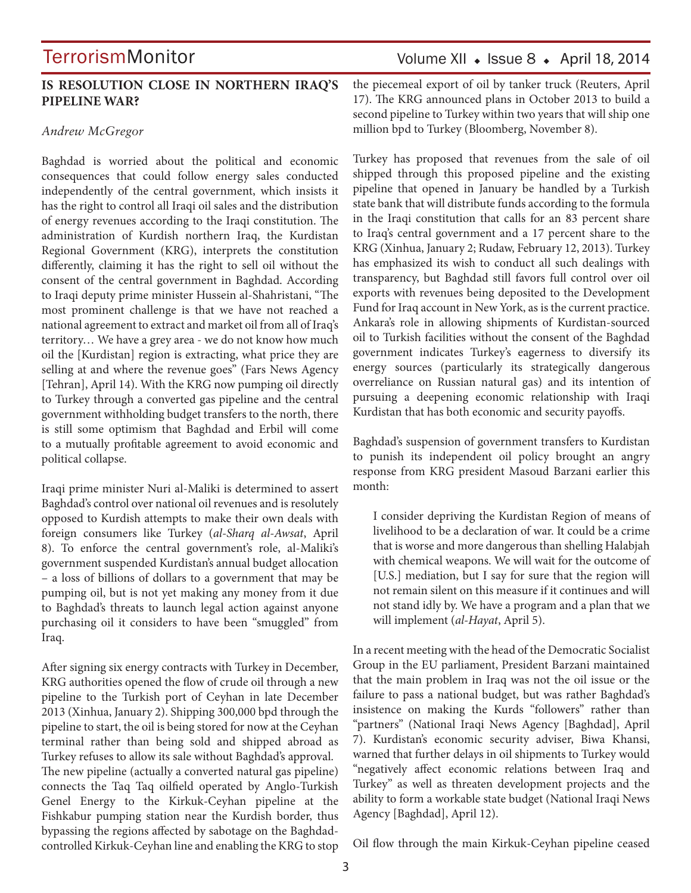## IS RESOLUTION CLOSE IN NORTHERN IRAQ'S PIPELINE WAR?

*Andrew McGregor*

Baghdad is worried about the political and economic consequences that could follow energy sales conducted independently of the central government, which insists it has the right to control all Iraqi oil sales and the distribution of energy revenues according to the Iraqi constitution. The administration of Kurdish northern Iraq, the Kurdistan Regional Government (KRG), interprets the constitution differently, claiming it has the right to sell oil without the consent of the central government in Baghdad. According to Iraqi deputy prime minister Hussein al-Shahristani, "The most prominent challenge is that we have not reached a national agreement to extract and market oil from all of Iraq's territory… We have a grey area - we do not know how much oil the [Kurdistan] region is extracting, what price they are selling at and where the revenue goes" (Fars News Agency [Tehran], April 14). With the KRG now pumping oil directly to Turkey through a converted gas pipeline and the central government withholding budget transfers to the north, there is still some optimism that Baghdad and Erbil will come to a mutually profitable agreement to avoid economic and political collapse.

Iraqi prime minister Nuri al-Maliki is determined to assert Baghdad's control over national oil revenues and is resolutely opposed to Kurdish attempts to make their own deals with foreign consumers like Turkey (*al-Sharq al-Awsat*, April 8). To enforce the central government's role, al-Maliki's government suspended Kurdistan's annual budget allocation – a loss of billions of dollars to a government that may be pumping oil, but is not yet making any money from it due to Baghdad's threats to launch legal action against anyone purchasing oil it considers to have been "smuggled" from Iraq.

After signing six energy contracts with Turkey in December, KRG authorities opened the flow of crude oil through a new pipeline to the Turkish port of Ceyhan in late December 2013 (Xinhua, January 2). Shipping 300,000 bpd through the pipeline to start, the oil is being stored for now at the Ceyhan terminal rather than being sold and shipped abroad as Turkey refuses to allow its sale without Baghdad's approval. The new pipeline (actually a converted natural gas pipeline) connects the Taq Taq oilfield operated by Anglo-Turkish Genel Energy to the Kirkuk-Ceyhan pipeline at the Fishkabur pumping station near the Kurdish border, thus bypassing the regions affected by sabotage on the Baghdad-controlled Kirkuk-Ceyhan line and enabling the KRG to stop the piecemeal export of oil by tanker truck (Reuters, April 17). The KRG announced plans in October 2013 to build a second pipeline to Turkey within two years that will ship one million bpd to Turkey (Bloomberg, November 8).

Turkey has proposed that revenues from the sale of oil shipped through this proposed pipeline and the existing pipeline that opened in January be handled by a Turkish state bank that will distribute funds according to the formula in the Iraqi constitution that calls for an 83 percent share to Iraq's central government and a 17 percent share to the KRG (Xinhua, January 2; Rudaw, February 12, 2013). Turkey has emphasized its wish to conduct all such dealings with transparency, but Baghdad still favors full control over oil exports with revenues being deposited to the Development Fund for Iraq account in New York, as is the current practice. Ankara's role in allowing shipments of Kurdistan-sourced oil to Turkish facilities without the consent of the Baghdad government indicates Turkey's eagerness to diversify its energy sources (particularly its strategically dangerous overreliance on Russian natural gas) and its intention of pursuing a deepening economic relationship with Iraqi Kurdistan that has both economic and security payoffs.

Baghdad's suspension of government transfers to Kurdistan to punish its independent oil policy brought an angry response from KRG president Masoud Barzani earlier this month:

> I consider depriving the Kurdistan Region of means of livelihood to be a declaration of war. It could be a crime that is worse and more dangerous than shelling Halabjah with chemical weapons. We will wait for the outcome of [U.S.] mediation, but I say for sure that the region will not remain silent on this measure if it continues and will not stand idly by. We have a program and a plan that we will implement (*al-Hayat*, April 5).

In a recent meeting with the head of the Democratic Socialist Group in the EU parliament, President Barzani maintained that the main problem in Iraq was not the oil issue or the failure to pass a national budget, but was rather Baghdad's insistence on making the Kurds "followers" rather than "partners" (National Iraqi News Agency [Baghdad], April 7). Kurdistan's economic security adviser, Biwa Khansi, warned that further delays in oil shipments to Turkey would "negatively affect economic relations between Iraq and Turkey" as well as threaten development projects and the ability to form a workable state budget (National Iraqi News Agency [Baghdad], April 12).

Oil flow through the main Kirkuk-Ceyhan pipeline ceased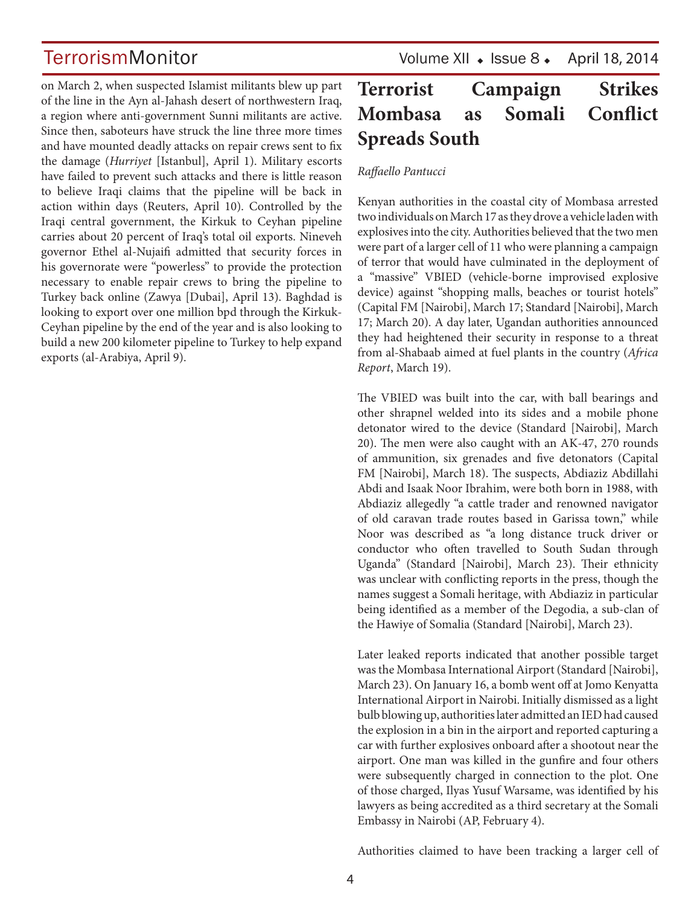on March 2, when suspected Islamist militants blew up part of the line in the Ayn al-Jahash desert of northwestern Iraq, a region where anti-government Sunni militants are active. Since then, saboteurs have struck the line three more times and have mounted deadly attacks on repair crews sent to fix the damage (*Hurriyet* [Istanbul], April 1). Military escorts have failed to prevent such attacks and there is little reason to believe Iraqi claims that the pipeline will be back in action within days (Reuters, April 10). Controlled by the Iraqi central government, the Kirkuk to Ceyhan pipeline carries about 20 percent of Iraq's total oil exports. Nineveh governor Ethel al-Nujaifi admitted that security forces in his governorate were "powerless" to provide the protection necessary to enable repair crews to bring the pipeline to Turkey back online (Zawya [Dubai], April 13). Baghdad is looking to export over one million bpd through the Kirkuk-Ceyhan pipeline by the end of the year and is also looking to build a new 200 kilometer pipeline to Turkey to help expand exports (al-Arabiya, April 9).

# Terrorist Campaign Strikes Mombasa as Somali Conflict Spreads South

*Raffaello Pantucci*

Kenyan authorities in the coastal city of Mombasa arrested two individuals on March 17 as they drove a vehicle laden with explosives into the city. Authorities believed that the two men were part of a larger cell of 11 who were planning a campaign of terror that would have culminated in the deployment of a "massive" VBIED (vehicle-borne improvised explosive device) against "shopping malls, beaches or tourist hotels" (Capital FM [Nairobi], March 17; Standard [Nairobi], March 17; March 20). A day later, Ugandan authorities announced they had heightened their security in response to a threat from al-Shabaab aimed at fuel plants in the country (*Africa Report*, March 19).

The VBIED was built into the car, with ball bearings and other shrapnel welded into its sides and a mobile phone detonator wired to the device (Standard [Nairobi], March 20). The men were also caught with an AK-47, 270 rounds of ammunition, six grenades and five detonators (Capital FM [Nairobi], March 18). The suspects, Abdiaziz Abdillahi Abdi and Isaak Noor Ibrahim, were both born in 1988, with Abdiaziz allegedly "a cattle trader and renowned navigator of old caravan trade routes based in Garissa town," while Noor was described as "a long distance truck driver or conductor who often travelled to South Sudan through Uganda" (Standard [Nairobi], March 23). Their ethnicity was unclear with conflicting reports in the press, though the names suggest a Somali heritage, with Abdiaziz in particular being identified as a member of the Degodia, a sub-clan of the Hawiye of Somalia (Standard [Nairobi], March 23).

Later leaked reports indicated that another possible target was the Mombasa International Airport (Standard [Nairobi], March 23). On January 16, a bomb went off at Jomo Kenyatta International Airport in Nairobi. Initially dismissed as a light bulb blowing up, authorities later admitted an IED had caused the explosion in a bin in the airport and reported capturing a car with further explosives onboard after a shootout near the airport. One man was killed in the gunfire and four others were subsequently charged in connection to the plot. One of those charged, Ilyas Yusuf Warsame, was identified by his lawyers as being accredited as a third secretary at the Somali Embassy in Nairobi (AP, February 4).

Authorities claimed to have been tracking a larger cell of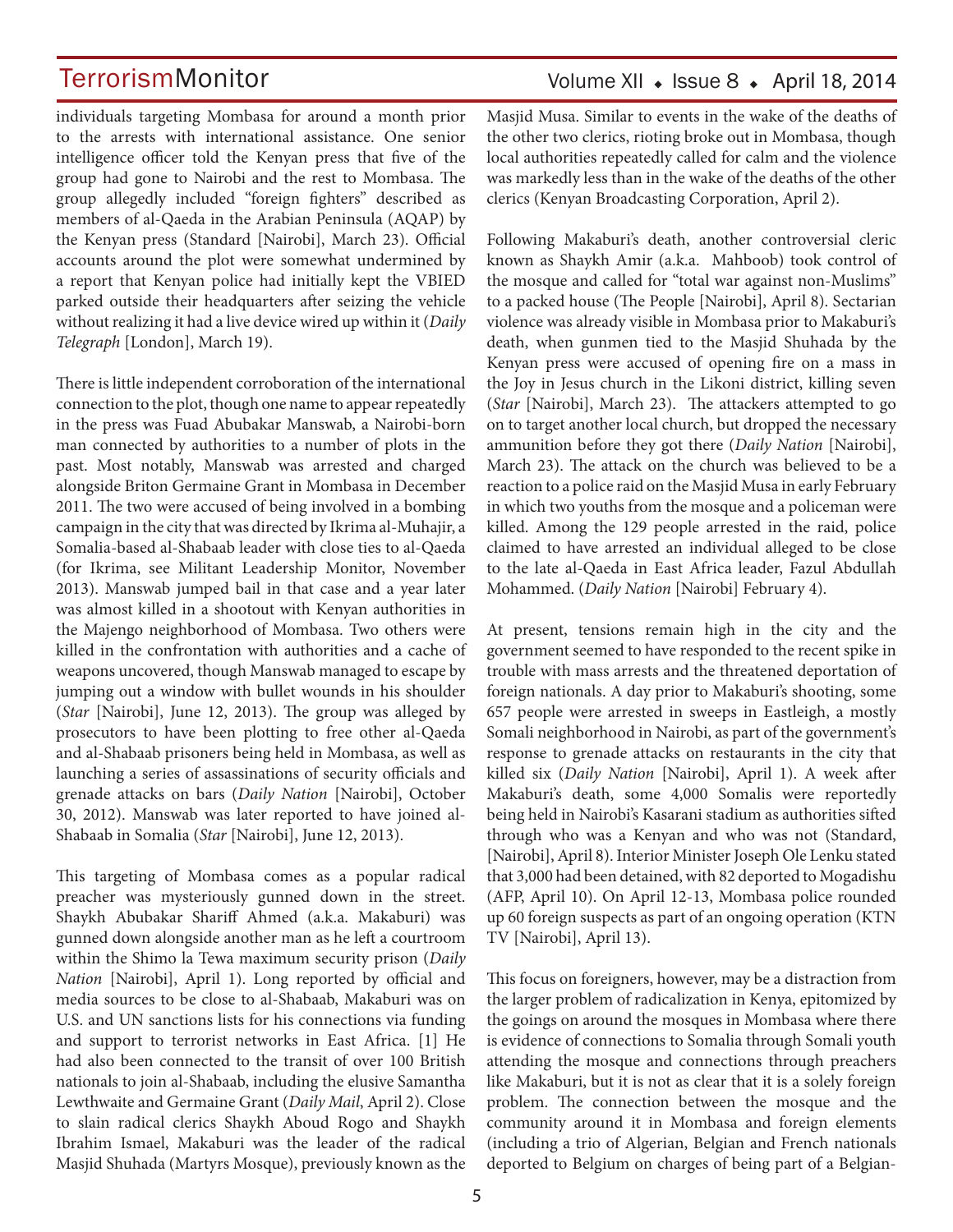individuals targeting Mombasa for around a month prior to the arrests with international assistance. One senior intelligence officer told the Kenyan press that five of the group had gone to Nairobi and the rest to Mombasa. The group allegedly included "foreign fighters" described as members of al-Qaeda in the Arabian Peninsula (AQAP) by the Kenyan press (Standard [Nairobi], March 23). Official accounts around the plot were somewhat undermined by a report that Kenyan police had initially kept the VBIED parked outside their headquarters after seizing the vehicle without realizing it had a live device wired up within it (*Daily Telegraph* [London], March 19).

There is little independent corroboration of the international connection to the plot, though one name to appear repeatedly in the press was Fuad Abubakar Manswab, a Nairobi-born man connected by authorities to a number of plots in the past. Most notably, Manswab was arrested and charged alongside Briton Germaine Grant in Mombasa in December 2011. The two were accused of being involved in a bombing campaign in the city that was directed by Ikrima al-Muhajir, a Somalia-based al-Shabaab leader with close ties to al-Qaeda (for Ikrima, see Militant Leadership Monitor, November 2013). Manswab jumped bail in that case and a year later was almost killed in a shootout with Kenyan authorities in the Majengo neighborhood of Mombasa. Two others were killed in the confrontation with authorities and a cache of weapons uncovered, though Manswab managed to escape by jumping out a window with bullet wounds in his shoulder (*Star* [Nairobi], June 12, 2013). The group was alleged by prosecutors to have been plotting to free other al-Qaeda and al-Shabaab prisoners being held in Mombasa, as well as launching a series of assassinations of security officials and grenade attacks on bars (*Daily Nation* [Nairobi], October 30, 2012). Manswab was later reported to have joined al-Shabaab in Somalia (*Star* [Nairobi], June 12, 2013).

This targeting of Mombasa comes as a popular radical preacher was mysteriously gunned down in the street. Shaykh Abubakar Shariff Ahmed (a.k.a. Makaburi) was gunned down alongside another man as he left a courtroom within the Shimo la Tewa maximum security prison (*Daily Nation* [Nairobi], April 1). Long reported by official and media sources to be close to al-Shabaab, Makaburi was on U.S. and UN sanctions lists for his connections via funding and support to terrorist networks in East Africa. [1] He had also been connected to the transit of over 100 British nationals to join al-Shabaab, including the elusive Samantha Lewthwaite and Germaine Grant (*Daily Mail*, April 2). Close to slain radical clerics Shaykh Aboud Rogo and Shaykh Ibrahim Ismael, Makaburi was the leader of the radical Masjid Shuhada (Martyrs Mosque), previously known as the Masjid Musa. Similar to events in the wake of the deaths of the other two clerics, rioting broke out in Mombasa, though local authorities repeatedly called for calm and the violence was markedly less than in the wake of the deaths of the other clerics (Kenyan Broadcasting Corporation, April 2).

Following Makaburi's death, another controversial cleric known as Shaykh Amir (a.k.a. Mahboob) took control of the mosque and called for "total war against non-Muslims" to a packed house (The People [Nairobi], April 8). Sectarian violence was already visible in Mombasa prior to Makaburi's death, when gunmen tied to the Masjid Shuhada by the Kenyan press were accused of opening fire on a mass in the Joy in Jesus church in the Likoni district, killing seven (*Star* [Nairobi], March 23). The attackers attempted to go on to target another local church, but dropped the necessary ammunition before they got there (*Daily Nation* [Nairobi], March 23). The attack on the church was believed to be a reaction to a police raid on the Masjid Musa in early February in which two youths from the mosque and a policeman were killed. Among the 129 people arrested in the raid, police claimed to have arrested an individual alleged to be close to the late al-Qaeda in East Africa leader, Fazul Abdullah Mohammed. (*Daily Nation* [Nairobi] February 4).

At present, tensions remain high in the city and the government seemed to have responded to the recent spike in trouble with mass arrests and the threatened deportation of foreign nationals. A day prior to Makaburi's shooting, some 657 people were arrested in sweeps in Eastleigh, a mostly Somali neighborhood in Nairobi, as part of the government's response to grenade attacks on restaurants in the city that killed six (*Daily Nation* [Nairobi], April 1). A week after Makaburi's death, some 4,000 Somalis were reportedly being held in Nairobi's Kasarani stadium as authorities sifted through who was a Kenyan and who was not (Standard, [Nairobi], April 8). Interior Minister Joseph Ole Lenku stated that 3,000 had been detained, with 82 deported to Mogadishu (AFP, April 10). On April 12-13, Mombasa police rounded up 60 foreign suspects as part of an ongoing operation (KTN TV [Nairobi], April 13).

This focus on foreigners, however, may be a distraction from the larger problem of radicalization in Kenya, epitomized by the goings on around the mosques in Mombasa where there is evidence of connections to Somalia through Somali youth attending the mosque and connections through preachers like Makaburi, but it is not as clear that it is a solely foreign problem. The connection between the mosque and the community around it in Mombasa and foreign elements (including a trio of Algerian, Belgian and French nationals deported to Belgium on charges of being part of a Belgian-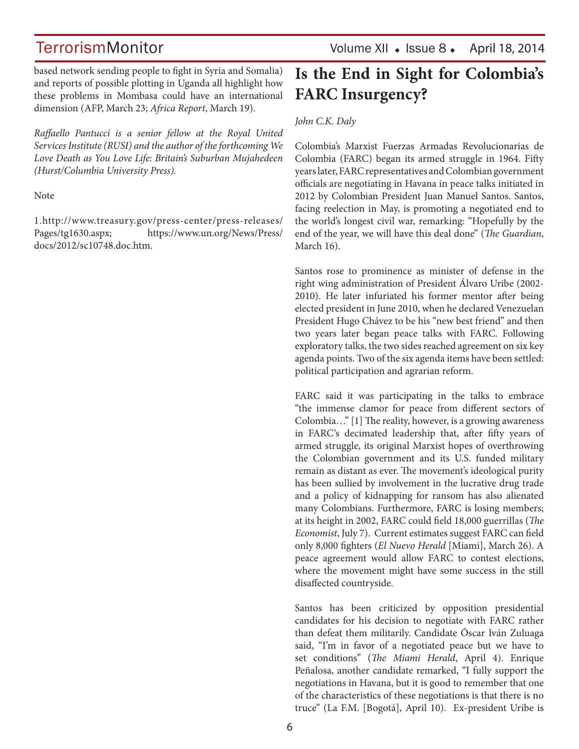based network sending people to fight in Syria and Somalia) and reports of possible plotting in Uganda all highlight how these problems in Mombasa could have an international dimension (AFP, March 23; *Africa Report*, March 19).

*Raffaello Pantucci is a senior fellow at the Royal United Services Institute (RUSI) and the author of the forthcoming We Love Death as You Love Life: Britain's Suburban Mujahedeen (Hurst/Columbia University Press).*

Note

1.http://www.treasury.gov/press-center/press-releases/Pages/tg1630.aspx; https://www.un.org/News/Press/docs/2012/sc10748.doc.htm.

# Is the End in Sight for Colombia's FARC Insurgency?

*John C.K. Daly*

Colombia's Marxist Fuerzas Armadas Revolucionarias de Colombia (FARC) began its armed struggle in 1964. Fifty years later, FARC representatives and Colombian government officials are negotiating in Havana in peace talks initiated in 2012 by Colombian President Juan Manuel Santos. Santos, facing reelection in May, is promoting a negotiated end to the world's longest civil war, remarking: "Hopefully by the end of the year, we will have this deal done" (*The Guardian*, March 16).

Santos rose to prominence as minister of defense in the right wing administration of President Álvaro Uribe (2002-2010). He later infuriated his former mentor after being elected president in June 2010, when he declared Venezuelan President Hugo Chávez to be his "new best friend" and then two years later began peace talks with FARC. Following exploratory talks, the two sides reached agreement on six key agenda points. Two of the six agenda items have been settled: political participation and agrarian reform.

FARC said it was participating in the talks to embrace "the immense clamor for peace from different sectors of Colombia…" [1] The reality, however, is a growing awareness in FARC's decimated leadership that, after fifty years of armed struggle, its original Marxist hopes of overthrowing the Colombian government and its U.S. funded military remain as distant as ever. The movement's ideological purity has been sullied by involvement in the lucrative drug trade and a policy of kidnapping for ransom has also alienated many Colombians. Furthermore, FARC is losing members; at its height in 2002, FARC could field 18,000 guerrillas (*The Economist*, July 7). Current estimates suggest FARC can field only 8,000 fighters (*El Nuevo Herald* [Miami], March 26). A peace agreement would allow FARC to contest elections, where the movement might have some success in the still disaffected countryside.

Santos has been criticized by opposition presidential candidates for his decision to negotiate with FARC rather than defeat them militarily. Candidate Óscar Iván Zuluaga said, "I'm in favor of a negotiated peace but we have to set conditions" (*The Miami Herald*, April 4). Enrique Peñalosa, another candidate remarked, "I fully support the negotiations in Havana, but it is good to remember that one of the characteristics of these negotiations is that there is no truce" (La F.M. [Bogotá], April 10). Ex-president Uribe is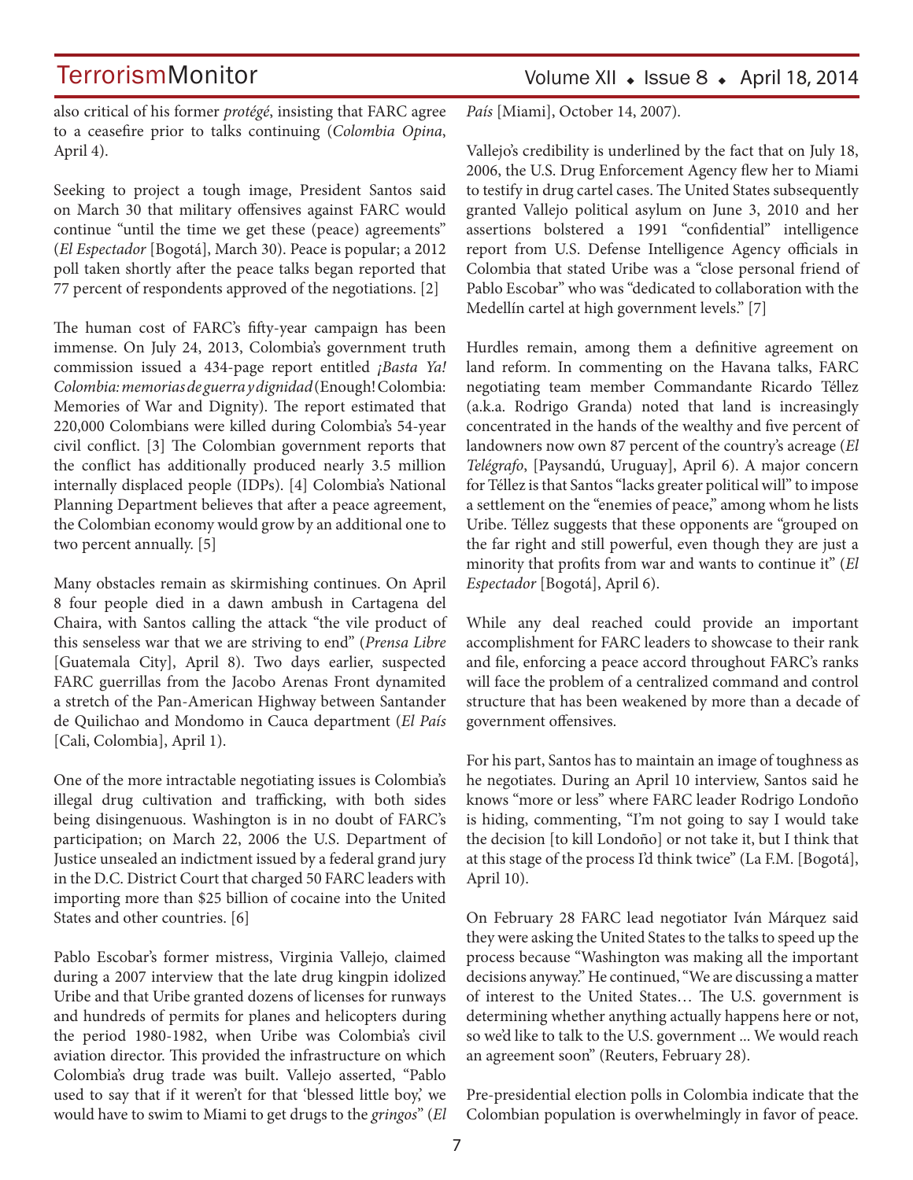also critical of his former *protégé*, insisting that FARC agree to a ceasefire prior to talks continuing (*Colombia Opina*, April 4).

Seeking to project a tough image, President Santos said on March 30 that military offensives against FARC would continue "until the time we get these (peace) agreements" (*El Espectador* [Bogotá], March 30). Peace is popular; a 2012 poll taken shortly after the peace talks began reported that 77 percent of respondents approved of the negotiations. [2]

The human cost of FARC's fifty-year campaign has been immense. On July 24, 2013, Colombia's government truth commission issued a 434-page report entitled *¡Basta Ya! Colombia: memorias de guerra y dignidad* (Enough! Colombia: Memories of War and Dignity). The report estimated that 220,000 Colombians were killed during Colombia's 54-year civil conflict. [3] The Colombian government reports that the conflict has additionally produced nearly 3.5 million internally displaced people (IDPs). [4] Colombia's National Planning Department believes that after a peace agreement, the Colombian economy would grow by an additional one to two percent annually. [5]

Many obstacles remain as skirmishing continues. On April 8 four people died in a dawn ambush in Cartagena del Chaira, with Santos calling the attack "the vile product of this senseless war that we are striving to end" (*Prensa Libre* [Guatemala City], April 8). Two days earlier, suspected FARC guerrillas from the Jacobo Arenas Front dynamited a stretch of the Pan-American Highway between Santander de Quilichao and Mondomo in Cauca department (*El País* [Cali, Colombia], April 1).

One of the more intractable negotiating issues is Colombia's illegal drug cultivation and trafficking, with both sides being disingenuous. Washington is in no doubt of FARC's participation; on March 22, 2006 the U.S. Department of Justice unsealed an indictment issued by a federal grand jury in the D.C. District Court that charged 50 FARC leaders with importing more than $25 billion of cocaine into the United States and other countries. [6]

Pablo Escobar's former mistress, Virginia Vallejo, claimed during a 2007 interview that the late drug kingpin idolized Uribe and that Uribe granted dozens of licenses for runways and hundreds of permits for planes and helicopters during the period 1980-1982, when Uribe was Colombia's civil aviation director. This provided the infrastructure on which Colombia's drug trade was built. Vallejo asserted, "Pablo used to say that if it weren't for that 'blessed little boy,' we would have to swim to Miami to get drugs to the *gringos*" (*El País* [Miami], October 14, 2007).

Vallejo's credibility is underlined by the fact that on July 18, 2006, the U.S. Drug Enforcement Agency flew her to Miami to testify in drug cartel cases. The United States subsequently granted Vallejo political asylum on June 3, 2010 and her assertions bolstered a 1991 "confidential" intelligence report from U.S. Defense Intelligence Agency officials in Colombia that stated Uribe was a "close personal friend of Pablo Escobar" who was "dedicated to collaboration with the Medellín cartel at high government levels." [7]

Hurdles remain, among them a definitive agreement on land reform. In commenting on the Havana talks, FARC negotiating team member Commandante Ricardo Téllez (a.k.a. Rodrigo Granda) noted that land is increasingly concentrated in the hands of the wealthy and five percent of landowners now own 87 percent of the country's acreage (*El Telégrafo*, [Paysandú, Uruguay], April 6). A major concern for Téllez is that Santos "lacks greater political will" to impose a settlement on the "enemies of peace," among whom he lists Uribe. Téllez suggests that these opponents are "grouped on the far right and still powerful, even though they are just a minority that profits from war and wants to continue it" (*El Espectador* [Bogotá], April 6).

While any deal reached could provide an important accomplishment for FARC leaders to showcase to their rank and file, enforcing a peace accord throughout FARC's ranks will face the problem of a centralized command and control structure that has been weakened by more than a decade of government offensives.

For his part, Santos has to maintain an image of toughness as he negotiates. During an April 10 interview, Santos said he knows "more or less" where FARC leader Rodrigo Londoño is hiding, commenting, "I'm not going to say I would take the decision [to kill Londoño] or not take it, but I think that at this stage of the process I'd think twice" (La F.M. [Bogotá], April 10).

On February 28 FARC lead negotiator Iván Márquez said they were asking the United States to the talks to speed up the process because "Washington was making all the important decisions anyway." He continued, "We are discussing a matter of interest to the United States… The U.S. government is determining whether anything actually happens here or not, so we'd like to talk to the U.S. government ... We would reach an agreement soon" (Reuters, February 28).

Pre-presidential election polls in Colombia indicate that the Colombian population is overwhelmingly in favor of peace.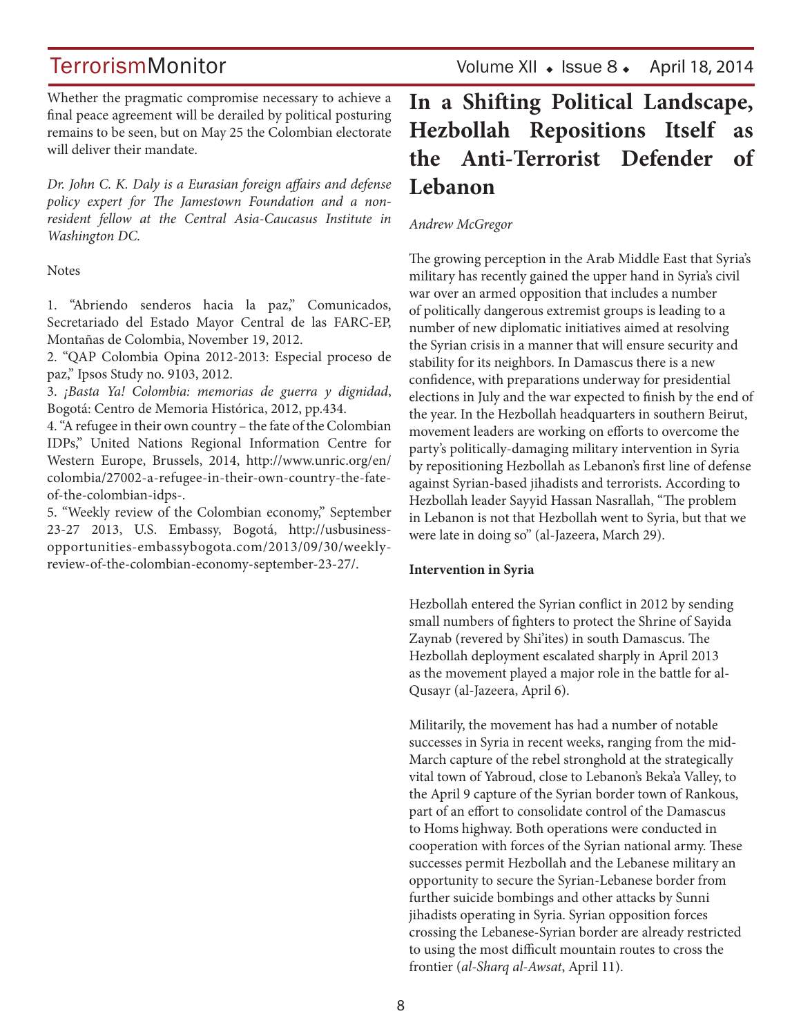Whether the pragmatic compromise necessary to achieve a final peace agreement will be derailed by political posturing remains to be seen, but on May 25 the Colombian electorate will deliver their mandate.

*Dr. John C. K. Daly is a Eurasian foreign affairs and defense policy expert for The Jamestown Foundation and a non-resident fellow at the Central Asia-Caucasus Institute in Washington DC.*

Notes

1. "Abriendo senderos hacia la paz," Comunicados, Secretariado del Estado Mayor Central de las FARC-EP, Montañas de Colombia, November 19, 2012.
2. "QAP Colombia Opina 2012-2013: Especial proceso de paz," Ipsos Study no. 9103, 2012.
3. *¡Basta Ya! Colombia: memorias de guerra y dignidad*, Bogotá: Centro de Memoria Histórica, 2012, pp.434.
4. "A refugee in their own country – the fate of the Colombian IDPs," United Nations Regional Information Centre for Western Europe, Brussels, 2014, http://www.unric.org/en/colombia/27002-a-refugee-in-their-own-country-the-fate-of-the-colombian-idps-.
5. "Weekly review of the Colombian economy," September 23-27 2013, U.S. Embassy, Bogotá, http://usbusiness-opportunities-embassybogota.com/2013/09/30/weekly-review-of-the-colombian-economy-september-23-27/.

# In a Shifting Political Landscape, Hezbollah Repositions Itself as the Anti-Terrorist Defender of Lebanon

*Andrew McGregor*

The growing perception in the Arab Middle East that Syria's military has recently gained the upper hand in Syria's civil war over an armed opposition that includes a number of politically dangerous extremist groups is leading to a number of new diplomatic initiatives aimed at resolving the Syrian crisis in a manner that will ensure security and stability for its neighbors. In Damascus there is a new confidence, with preparations underway for presidential elections in July and the war expected to finish by the end of the year. In the Hezbollah headquarters in southern Beirut, movement leaders are working on efforts to overcome the party's politically-damaging military intervention in Syria by repositioning Hezbollah as Lebanon's first line of defense against Syrian-based jihadists and terrorists. According to Hezbollah leader Sayyid Hassan Nasrallah, "The problem in Lebanon is not that Hezbollah went to Syria, but that we were late in doing so" (al-Jazeera, March 29).

**Intervention in Syria**

Hezbollah entered the Syrian conflict in 2012 by sending small numbers of fighters to protect the Shrine of Sayida Zaynab (revered by Shi'ites) in south Damascus. The Hezbollah deployment escalated sharply in April 2013 as the movement played a major role in the battle for al-Qusayr (al-Jazeera, April 6).

Militarily, the movement has had a number of notable successes in Syria in recent weeks, ranging from the mid-March capture of the rebel stronghold at the strategically vital town of Yabroud, close to Lebanon's Beka'a Valley, to the April 9 capture of the Syrian border town of Rankous, part of an effort to consolidate control of the Damascus to Homs highway. Both operations were conducted in cooperation with forces of the Syrian national army. These successes permit Hezbollah and the Lebanese military an opportunity to secure the Syrian-Lebanese border from further suicide bombings and other attacks by Sunni jihadists operating in Syria. Syrian opposition forces crossing the Lebanese-Syrian border are already restricted to using the most difficult mountain routes to cross the frontier (*al-Sharq al-Awsat*, April 11).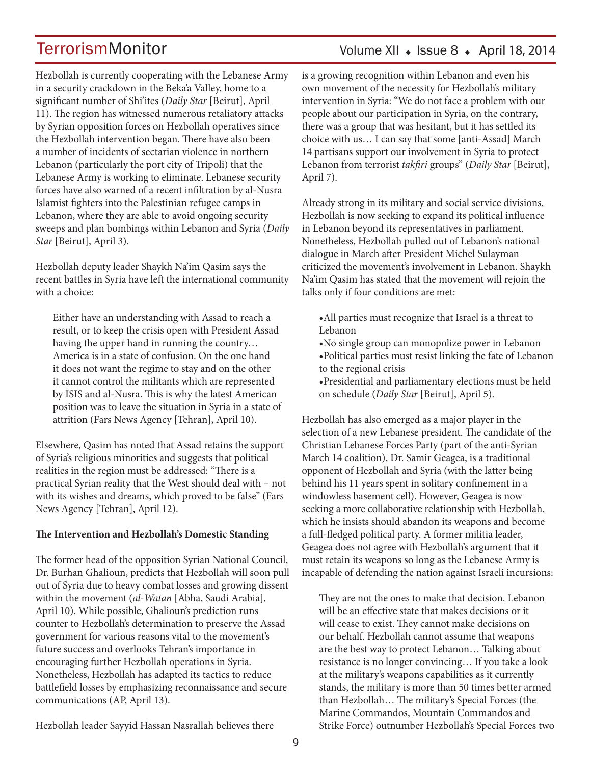Hezbollah is currently cooperating with the Lebanese Army in a security crackdown in the Beka'a Valley, home to a significant number of Shi'ites (*Daily Star* [Beirut], April 11). The region has witnessed numerous retaliatory attacks by Syrian opposition forces on Hezbollah operatives since the Hezbollah intervention began. There have also been a number of incidents of sectarian violence in northern Lebanon (particularly the port city of Tripoli) that the Lebanese Army is working to eliminate. Lebanese security forces have also warned of a recent infiltration by al-Nusra Islamist fighters into the Palestinian refugee camps in Lebanon, where they are able to avoid ongoing security sweeps and plan bombings within Lebanon and Syria (*Daily Star* [Beirut], April 3).

Hezbollah deputy leader Shaykh Na'im Qasim says the recent battles in Syria have left the international community with a choice:

> Either have an understanding with Assad to reach a result, or to keep the crisis open with President Assad having the upper hand in running the country… America is in a state of confusion. On the one hand it does not want the regime to stay and on the other it cannot control the militants which are represented by ISIS and al-Nusra. This is why the latest American position was to leave the situation in Syria in a state of attrition (Fars News Agency [Tehran], April 10).

Elsewhere, Qasim has noted that Assad retains the support of Syria's religious minorities and suggests that political realities in the region must be addressed: "There is a practical Syrian reality that the West should deal with – not with its wishes and dreams, which proved to be false" (Fars News Agency [Tehran], April 12).

**The Intervention and Hezbollah's Domestic Standing**

The former head of the opposition Syrian National Council, Dr. Burhan Ghalioun, predicts that Hezbollah will soon pull out of Syria due to heavy combat losses and growing dissent within the movement (*al-Watan* [Abha, Saudi Arabia], April 10). While possible, Ghalioun's prediction runs counter to Hezbollah's determination to preserve the Assad government for various reasons vital to the movement's future success and overlooks Tehran's importance in encouraging further Hezbollah operations in Syria. Nonetheless, Hezbollah has adapted its tactics to reduce battlefield losses by emphasizing reconnaissance and secure communications (AP, April 13).

Hezbollah leader Sayyid Hassan Nasrallah believes there is a growing recognition within Lebanon and even his own movement of the necessity for Hezbollah's military intervention in Syria: "We do not face a problem with our people about our participation in Syria, on the contrary, there was a group that was hesitant, but it has settled its choice with us… I can say that some [anti-Assad] March 14 partisans support our involvement in Syria to protect Lebanon from terrorist *takfiri* groups" (*Daily Star* [Beirut], April 7).

Already strong in its military and social service divisions, Hezbollah is now seeking to expand its political influence in Lebanon beyond its representatives in parliament. Nonetheless, Hezbollah pulled out of Lebanon's national dialogue in March after President Michel Sulayman criticized the movement's involvement in Lebanon. Shaykh Na'im Qasim has stated that the movement will rejoin the talks only if four conditions are met:

- All parties must recognize that Israel is a threat to Lebanon
- No single group can monopolize power in Lebanon
- Political parties must resist linking the fate of Lebanon to the regional crisis
- Presidential and parliamentary elections must be held on schedule (*Daily Star* [Beirut], April 5).

Hezbollah has also emerged as a major player in the selection of a new Lebanese president. The candidate of the Christian Lebanese Forces Party (part of the anti-Syrian March 14 coalition), Dr. Samir Geagea, is a traditional opponent of Hezbollah and Syria (with the latter being behind his 11 years spent in solitary confinement in a windowless basement cell). However, Geagea is now seeking a more collaborative relationship with Hezbollah, which he insists should abandon its weapons and become a full-fledged political party. A former militia leader, Geagea does not agree with Hezbollah's argument that it must retain its weapons so long as the Lebanese Army is incapable of defending the nation against Israeli incursions:

> They are not the ones to make that decision. Lebanon will be an effective state that makes decisions or it will cease to exist. They cannot make decisions on our behalf. Hezbollah cannot assume that weapons are the best way to protect Lebanon… Talking about resistance is no longer convincing… If you take a look at the military's weapons capabilities as it currently stands, the military is more than 50 times better armed than Hezbollah… The military's Special Forces (the Marine Commandos, Mountain Commandos and Strike Force) outnumber Hezbollah's Special Forces two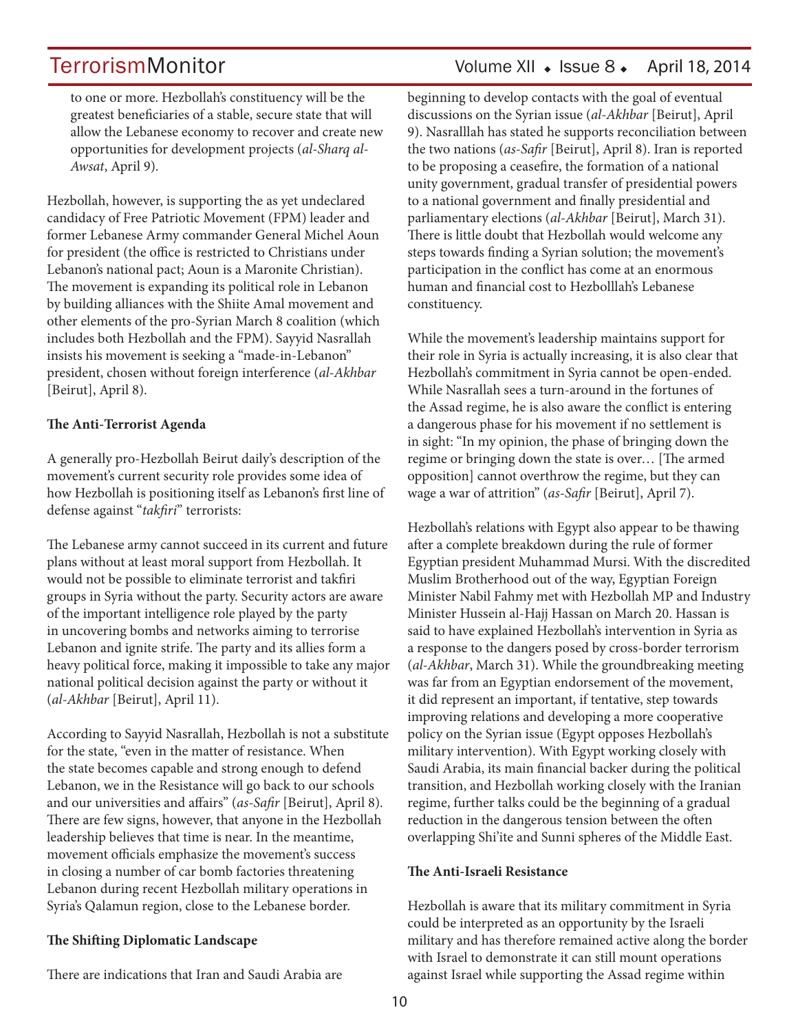to one or more. Hezbollah's constituency will be the greatest beneficiaries of a stable, secure state that will allow the Lebanese economy to recover and create new opportunities for development projects (*al-Sharq al-Awsat*, April 9).

Hezbollah, however, is supporting the as yet undeclared candidacy of Free Patriotic Movement (FPM) leader and former Lebanese Army commander General Michel Aoun for president (the office is restricted to Christians under Lebanon's national pact; Aoun is a Maronite Christian). The movement is expanding its political role in Lebanon by building alliances with the Shiite Amal movement and other elements of the pro-Syrian March 8 coalition (which includes both Hezbollah and the FPM). Sayyid Nasrallah insists his movement is seeking a "made-in-Lebanon" president, chosen without foreign interference (*al-Akhbar* [Beirut], April 8).

**The Anti-Terrorist Agenda**

A generally pro-Hezbollah Beirut daily's description of the movement's current security role provides some idea of how Hezbollah is positioning itself as Lebanon's first line of defense against "*takfiri*" terrorists:

The Lebanese army cannot succeed in its current and future plans without at least moral support from Hezbollah. It would not be possible to eliminate terrorist and takfiri groups in Syria without the party. Security actors are aware of the important intelligence role played by the party in uncovering bombs and networks aiming to terrorise Lebanon and ignite strife. The party and its allies form a heavy political force, making it impossible to take any major national political decision against the party or without it (*al-Akhbar* [Beirut], April 11).

According to Sayyid Nasrallah, Hezbollah is not a substitute for the state, "even in the matter of resistance. When the state becomes capable and strong enough to defend Lebanon, we in the Resistance will go back to our schools and our universities and affairs" (*as-Safir* [Beirut], April 8). There are few signs, however, that anyone in the Hezbollah leadership believes that time is near. In the meantime, movement officials emphasize the movement's success in closing a number of car bomb factories threatening Lebanon during recent Hezbollah military operations in Syria's Qalamun region, close to the Lebanese border.

**The Shifting Diplomatic Landscape**

There are indications that Iran and Saudi Arabia are beginning to develop contacts with the goal of eventual discussions on the Syrian issue (*al-Akhbar* [Beirut], April 9). Nasralllah has stated he supports reconciliation between the two nations (*as-Safir* [Beirut], April 8). Iran is reported to be proposing a ceasefire, the formation of a national unity government, gradual transfer of presidential powers to a national government and finally presidential and parliamentary elections (*al-Akhbar* [Beirut], March 31). There is little doubt that Hezbollah would welcome any steps towards finding a Syrian solution; the movement's participation in the conflict has come at an enormous human and financial cost to Hezbolllah's Lebanese constituency.

While the movement's leadership maintains support for their role in Syria is actually increasing, it is also clear that Hezbollah's commitment in Syria cannot be open-ended. While Nasrallah sees a turn-around in the fortunes of the Assad regime, he is also aware the conflict is entering a dangerous phase for his movement if no settlement is in sight: "In my opinion, the phase of bringing down the regime or bringing down the state is over… [The armed opposition] cannot overthrow the regime, but they can wage a war of attrition" (*as-Safir* [Beirut], April 7).

Hezbollah's relations with Egypt also appear to be thawing after a complete breakdown during the rule of former Egyptian president Muhammad Mursi. With the discredited Muslim Brotherhood out of the way, Egyptian Foreign Minister Nabil Fahmy met with Hezbollah MP and Industry Minister Hussein al-Hajj Hassan on March 20. Hassan is said to have explained Hezbollah's intervention in Syria as a response to the dangers posed by cross-border terrorism (*al-Akhbar*, March 31). While the groundbreaking meeting was far from an Egyptian endorsement of the movement, it did represent an important, if tentative, step towards improving relations and developing a more cooperative policy on the Syrian issue (Egypt opposes Hezbollah's military intervention). With Egypt working closely with Saudi Arabia, its main financial backer during the political transition, and Hezbollah working closely with the Iranian regime, further talks could be the beginning of a gradual reduction in the dangerous tension between the often overlapping Shi'ite and Sunni spheres of the Middle East.

**The Anti-Israeli Resistance**

Hezbollah is aware that its military commitment in Syria could be interpreted as an opportunity by the Israeli military and has therefore remained active along the border with Israel to demonstrate it can still mount operations against Israel while supporting the Assad regime within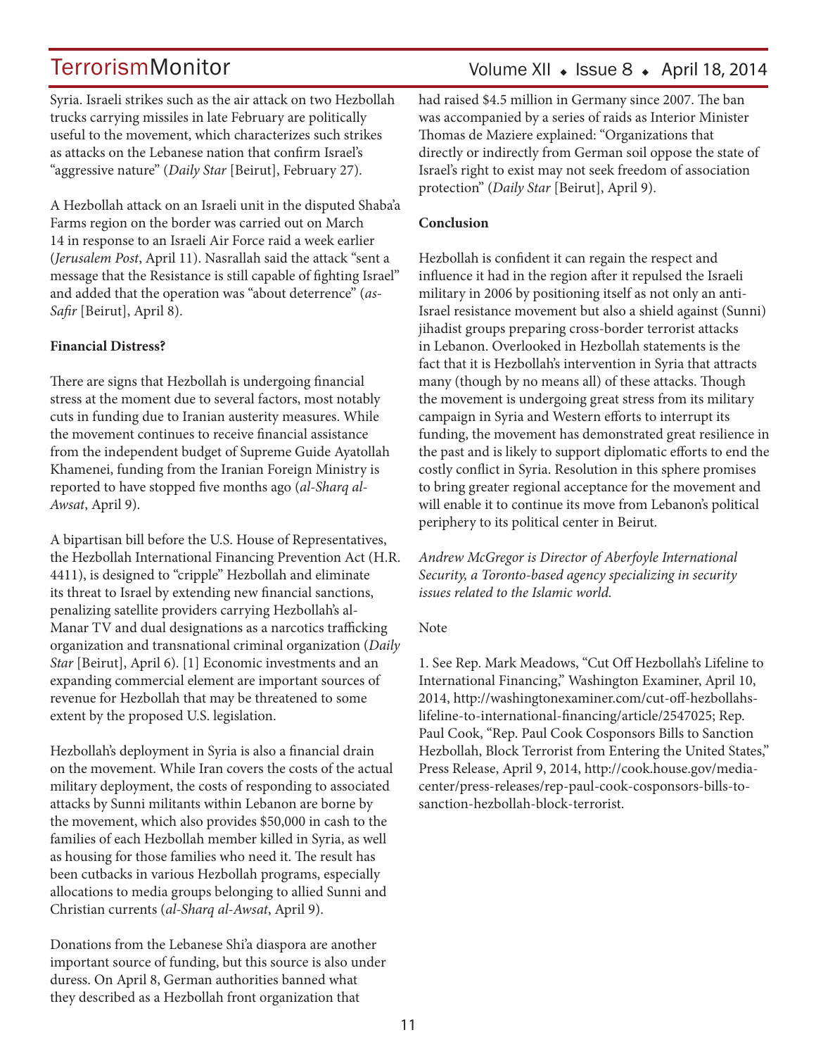Syria. Israeli strikes such as the air attack on two Hezbollah trucks carrying missiles in late February are politically useful to the movement, which characterizes such strikes as attacks on the Lebanese nation that confirm Israel's "aggressive nature" (*Daily Star* [Beirut], February 27).

A Hezbollah attack on an Israeli unit in the disputed Shaba'a Farms region on the border was carried out on March 14 in response to an Israeli Air Force raid a week earlier (*Jerusalem Post*, April 11). Nasrallah said the attack "sent a message that the Resistance is still capable of fighting Israel" and added that the operation was "about deterrence" (*as-Safir* [Beirut], April 8).

**Financial Distress?**

There are signs that Hezbollah is undergoing financial stress at the moment due to several factors, most notably cuts in funding due to Iranian austerity measures. While the movement continues to receive financial assistance from the independent budget of Supreme Guide Ayatollah Khamenei, funding from the Iranian Foreign Ministry is reported to have stopped five months ago (*al-Sharq al-Awsat*, April 9).

A bipartisan bill before the U.S. House of Representatives, the Hezbollah International Financing Prevention Act (H.R. 4411), is designed to "cripple" Hezbollah and eliminate its threat to Israel by extending new financial sanctions, penalizing satellite providers carrying Hezbollah's al-Manar TV and dual designations as a narcotics trafficking organization and transnational criminal organization (*Daily Star* [Beirut], April 6). [1] Economic investments and an expanding commercial element are important sources of revenue for Hezbollah that may be threatened to some extent by the proposed U.S. legislation.

Hezbollah's deployment in Syria is also a financial drain on the movement. While Iran covers the costs of the actual military deployment, the costs of responding to associated attacks by Sunni militants within Lebanon are borne by the movement, which also provides $50,000 in cash to the families of each Hezbollah member killed in Syria, as well as housing for those families who need it. The result has been cutbacks in various Hezbollah programs, especially allocations to media groups belonging to allied Sunni and Christian currents (*al-Sharq al-Awsat*, April 9).

Donations from the Lebanese Shi'a diaspora are another important source of funding, but this source is also under duress. On April 8, German authorities banned what they described as a Hezbollah front organization that had raised $4.5 million in Germany since 2007. The ban was accompanied by a series of raids as Interior Minister Thomas de Maziere explained: "Organizations that directly or indirectly from German soil oppose the state of Israel's right to exist may not seek freedom of association protection" (*Daily Star* [Beirut], April 9).

**Conclusion**

Hezbollah is confident it can regain the respect and influence it had in the region after it repulsed the Israeli military in 2006 by positioning itself as not only an anti-Israel resistance movement but also a shield against (Sunni) jihadist groups preparing cross-border terrorist attacks in Lebanon. Overlooked in Hezbollah statements is the fact that it is Hezbollah's intervention in Syria that attracts many (though by no means all) of these attacks. Though the movement is undergoing great stress from its military campaign in Syria and Western efforts to interrupt its funding, the movement has demonstrated great resilience in the past and is likely to support diplomatic efforts to end the costly conflict in Syria. Resolution in this sphere promises to bring greater regional acceptance for the movement and will enable it to continue its move from Lebanon's political periphery to its political center in Beirut.

*Andrew McGregor is Director of Aberfoyle International Security, a Toronto-based agency specializing in security issues related to the Islamic world.*

Note

1. See Rep. Mark Meadows, "Cut Off Hezbollah's Lifeline to International Financing," Washington Examiner, April 10, 2014, http://washingtonexaminer.com/cut-off-hezbollahs-lifeline-to-international-financing/article/2547025; Rep. Paul Cook, "Rep. Paul Cook Cosponsors Bills to Sanction Hezbollah, Block Terrorist from Entering the United States," Press Release, April 9, 2014, http://cook.house.gov/media-center/press-releases/rep-paul-cook-cosponsors-bills-to-sanction-hezbollah-block-terrorist.